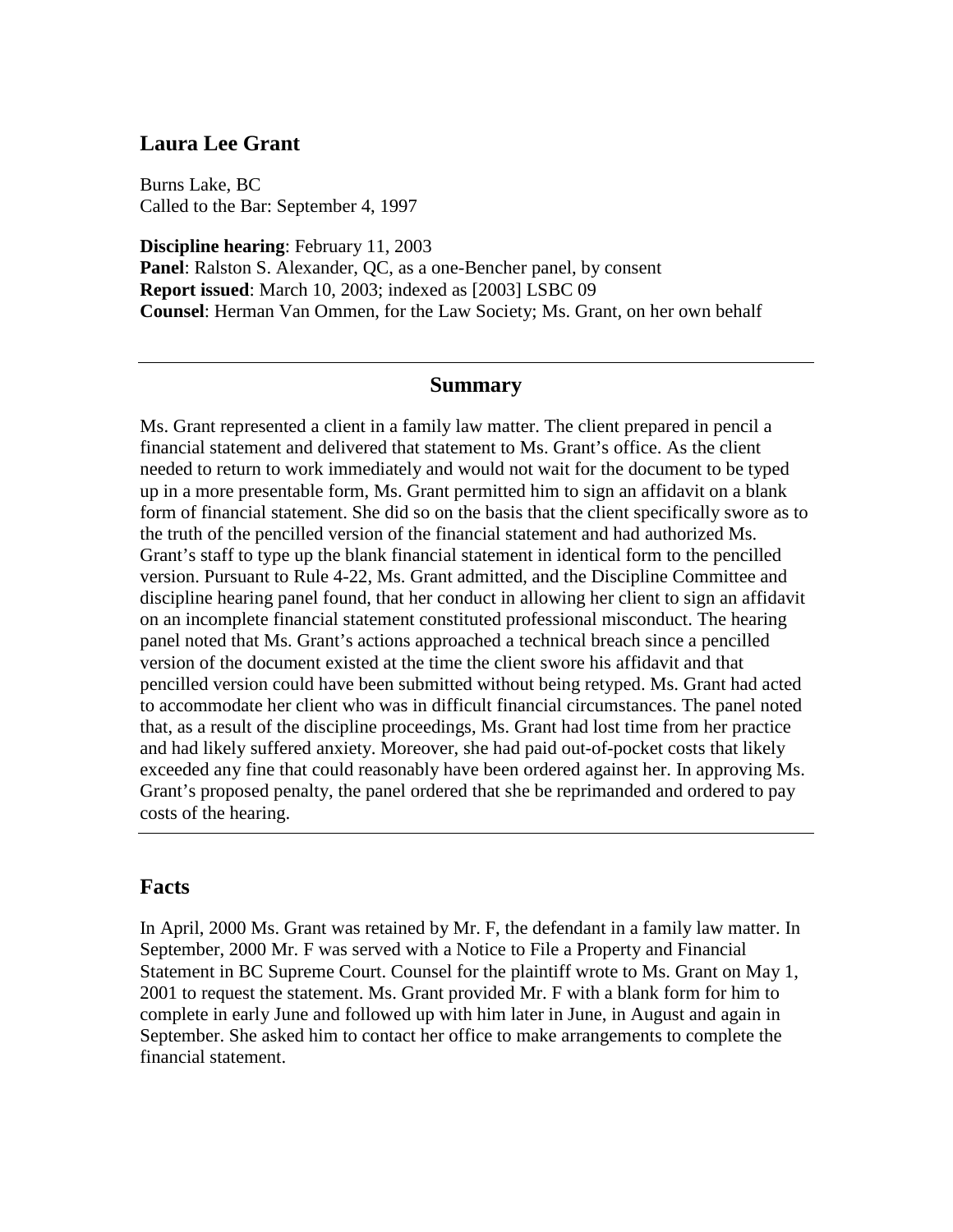## Laura Lee Grant

Burns Lake, BC
Called to the Bar: September 4, 1997

**Discipline hearing**: February 11, 2003
**Panel**: Ralston S. Alexander, QC, as a one-Bencher panel, by consent
**Report issued**: March 10, 2003; indexed as [2003] LSBC 09
**Counsel**: Herman Van Ommen, for the Law Society; Ms. Grant, on her own behalf

---

### Summary

Ms. Grant represented a client in a family law matter. The client prepared in pencil a financial statement and delivered that statement to Ms. Grant's office. As the client needed to return to work immediately and would not wait for the document to be typed up in a more presentable form, Ms. Grant permitted him to sign an affidavit on a blank form of financial statement. She did so on the basis that the client specifically swore as to the truth of the pencilled version of the financial statement and had authorized Ms. Grant's staff to type up the blank financial statement in identical form to the pencilled version. Pursuant to Rule 4-22, Ms. Grant admitted, and the Discipline Committee and discipline hearing panel found, that her conduct in allowing her client to sign an affidavit on an incomplete financial statement constituted professional misconduct. The hearing panel noted that Ms. Grant's actions approached a technical breach since a pencilled version of the document existed at the time the client swore his affidavit and that pencilled version could have been submitted without being retyped. Ms. Grant had acted to accommodate her client who was in difficult financial circumstances. The panel noted that, as a result of the discipline proceedings, Ms. Grant had lost time from her practice and had likely suffered anxiety. Moreover, she had paid out-of-pocket costs that likely exceeded any fine that could reasonably have been ordered against her. In approving Ms. Grant's proposed penalty, the panel ordered that she be reprimanded and ordered to pay costs of the hearing.

---

## Facts

In April, 2000 Ms. Grant was retained by Mr. F, the defendant in a family law matter. In September, 2000 Mr. F was served with a Notice to File a Property and Financial Statement in BC Supreme Court. Counsel for the plaintiff wrote to Ms. Grant on May 1, 2001 to request the statement. Ms. Grant provided Mr. F with a blank form for him to complete in early June and followed up with him later in June, in August and again in September. She asked him to contact her office to make arrangements to complete the financial statement.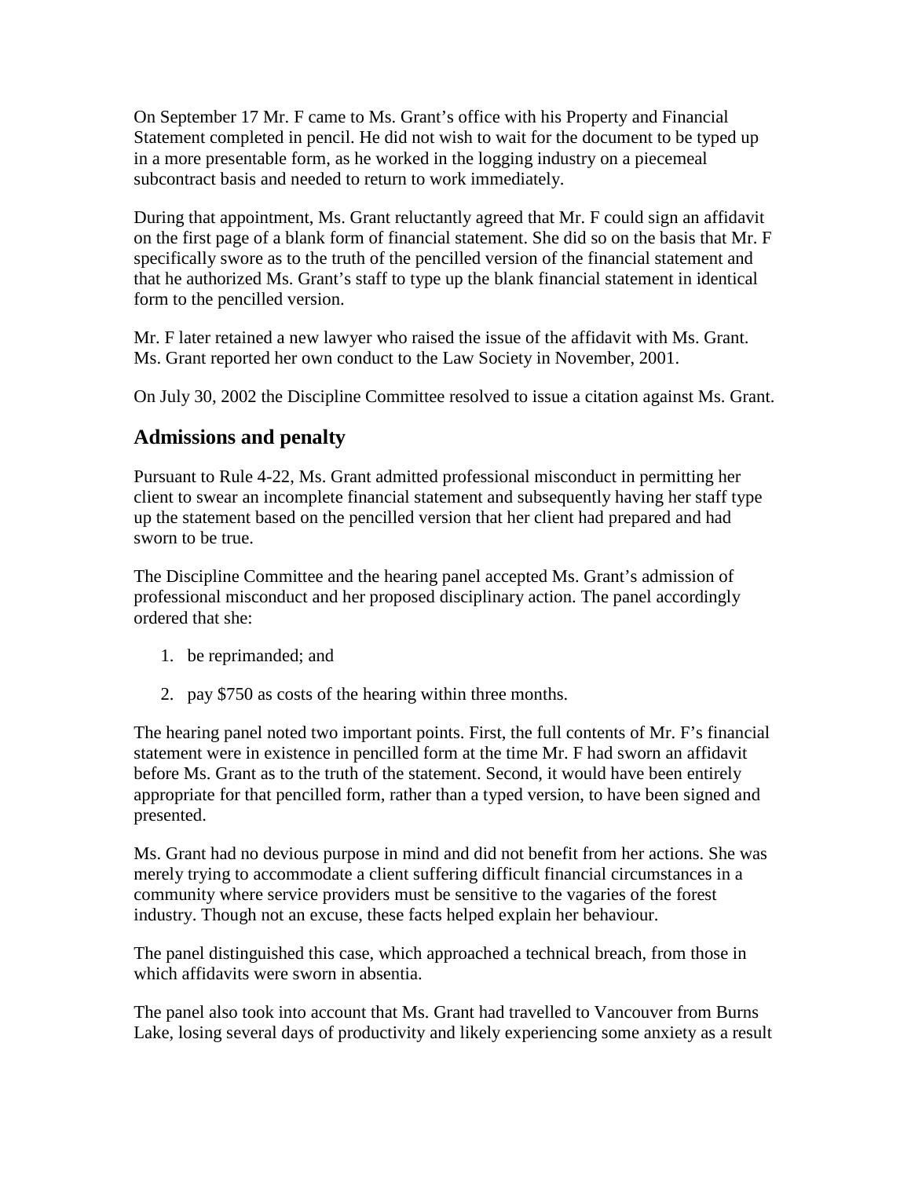On September 17 Mr. F came to Ms. Grant's office with his Property and Financial Statement completed in pencil. He did not wish to wait for the document to be typed up in a more presentable form, as he worked in the logging industry on a piecemeal subcontract basis and needed to return to work immediately.

During that appointment, Ms. Grant reluctantly agreed that Mr. F could sign an affidavit on the first page of a blank form of financial statement. She did so on the basis that Mr. F specifically swore as to the truth of the pencilled version of the financial statement and that he authorized Ms. Grant's staff to type up the blank financial statement in identical form to the pencilled version.

Mr. F later retained a new lawyer who raised the issue of the affidavit with Ms. Grant. Ms. Grant reported her own conduct to the Law Society in November, 2001.

On July 30, 2002 the Discipline Committee resolved to issue a citation against Ms. Grant.

## Admissions and penalty

Pursuant to Rule 4-22, Ms. Grant admitted professional misconduct in permitting her client to swear an incomplete financial statement and subsequently having her staff type up the statement based on the pencilled version that her client had prepared and had sworn to be true.

The Discipline Committee and the hearing panel accepted Ms. Grant's admission of professional misconduct and her proposed disciplinary action. The panel accordingly ordered that she:

1. be reprimanded; and
2. pay $750 as costs of the hearing within three months.

The hearing panel noted two important points. First, the full contents of Mr. F's financial statement were in existence in pencilled form at the time Mr. F had sworn an affidavit before Ms. Grant as to the truth of the statement. Second, it would have been entirely appropriate for that pencilled form, rather than a typed version, to have been signed and presented.

Ms. Grant had no devious purpose in mind and did not benefit from her actions. She was merely trying to accommodate a client suffering difficult financial circumstances in a community where service providers must be sensitive to the vagaries of the forest industry. Though not an excuse, these facts helped explain her behaviour.

The panel distinguished this case, which approached a technical breach, from those in which affidavits were sworn in absentia.

The panel also took into account that Ms. Grant had travelled to Vancouver from Burns Lake, losing several days of productivity and likely experiencing some anxiety as a result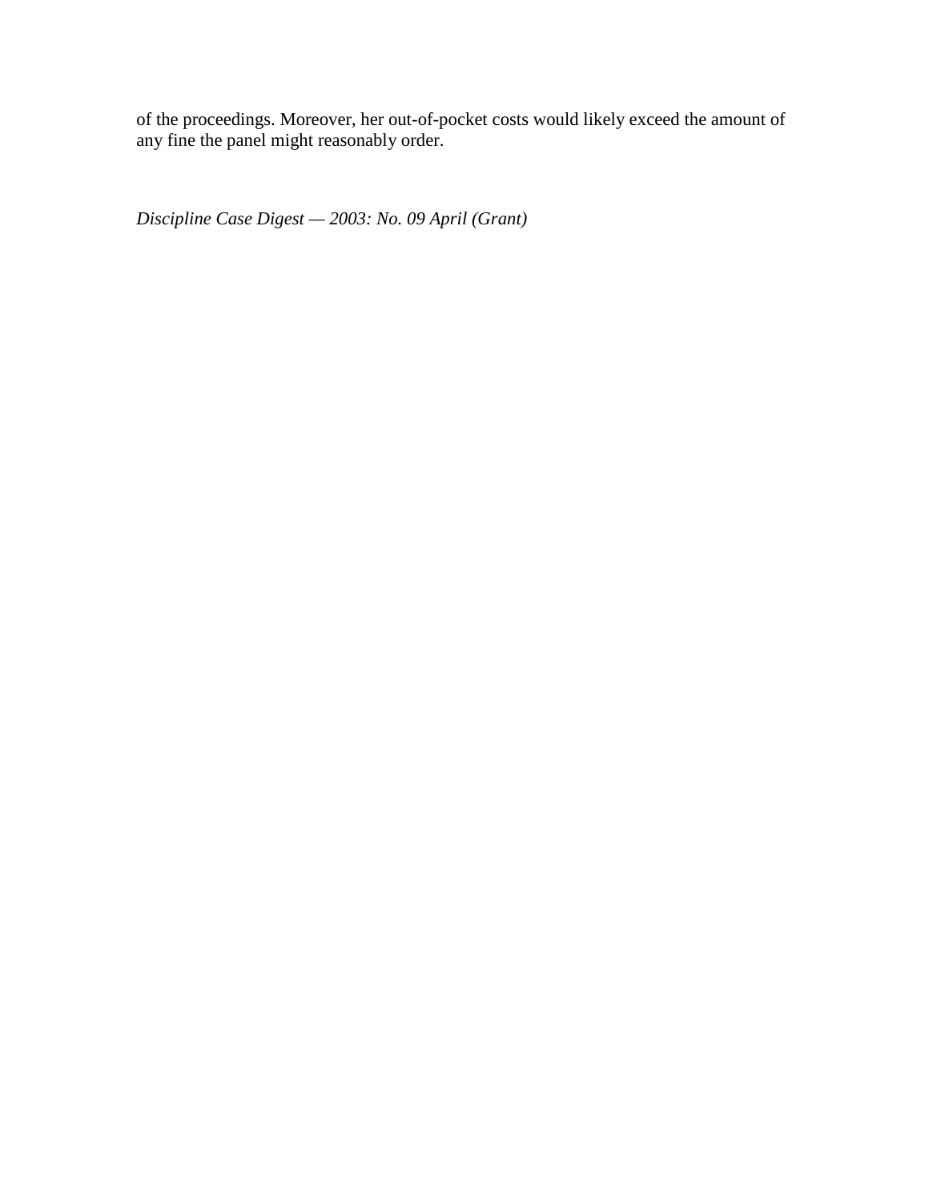of the proceedings. Moreover, her out-of-pocket costs would likely exceed the amount of any fine the panel might reasonably order.

*Discipline Case Digest — 2003: No. 09 April (Grant)*